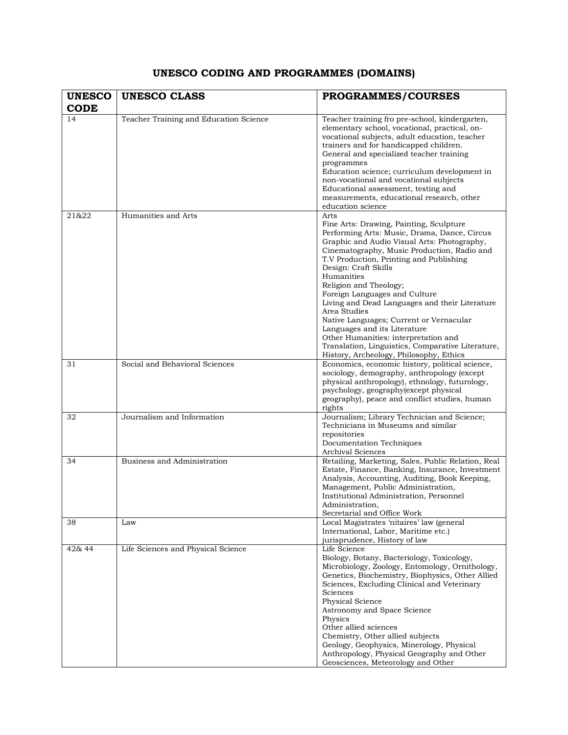# UNESCO CODING AND PROGRAMMES (DOMAINS)

| UNESCO CODE | UNESCO CLASS | PROGRAMMES/COURSES |
|---|---|---|
| 14 | Teacher Training and Education Science | Teacher training fro pre-school, kindergarten, elementary school, vocational, practical, on-vocational subjects, adult education, teacher trainers and for handicapped children.<br>General and specialized teacher training programmes<br>Education science; curriculum development in non-vocational and vocational subjects<br>Educational assessment, testing and measurements, educational research, other education science |
| 21&22 | Humanities and Arts | Arts<br>Fine Arts: Drawing, Painting, Sculpture<br>Performing Arts: Music, Drama, Dance, Circus<br>Graphic and Audio Visual Arts: Photography, Cinematography, Music Production, Radio and T.V Production, Printing and Publishing<br>Design: Craft Skills<br>Humanities<br>Religion and Theology;<br>Foreign Languages and Culture<br>Living and Dead Languages and their Literature<br>Area Studies<br>Native Languages; Current or Vernacular Languages and its Literature<br>Other Humanities: interpretation and Translation, Linguistics, Comparative Literature, History, Archeology, Philosophy, Ethics |
| 31 | Social and Behavioral Sciences | Economics, economic history, political science, sociology, demography, anthropology (except physical anthropology), ethnology, futurology, psychology, geography(except physical geography), peace and conflict studies, human rights |
| 32 | Journalism and Information | Journalism; Library Technician and Science; Technicians in Museums and similar repositories<br>Documentation Techniques<br>Archival Sciences |
| 34 | Business and Administration | Retailing, Marketing, Sales, Public Relation, Real Estate, Finance, Banking, Insurance, Investment Analysis, Accounting, Auditing, Book Keeping, Management, Public Administration, Institutional Administration, Personnel Administration,<br>Secretarial and Office Work |
| 38 | Law | Local Magistrates 'nitaires' law (general International, Labor, Maritime etc.) jurisprudence, History of law |
| 42& 44 | Life Sciences and Physical Science | Life Science<br>Biology, Botany, Bacteriology, Toxicology, Microbiology, Zoology, Entomology, Ornithology, Genetics, Biochemistry, Biophysics, Other Allied Sciences, Excluding Clinical and Veterinary Sciences<br>Physical Science<br>Astronomy and Space Science<br>Physics<br>Other allied sciences<br>Chemistry, Other allied subjects<br>Geology, Geophysics, Minerology, Physical Anthropology, Physical Geography and Other Geosciences, Meteorology and Other |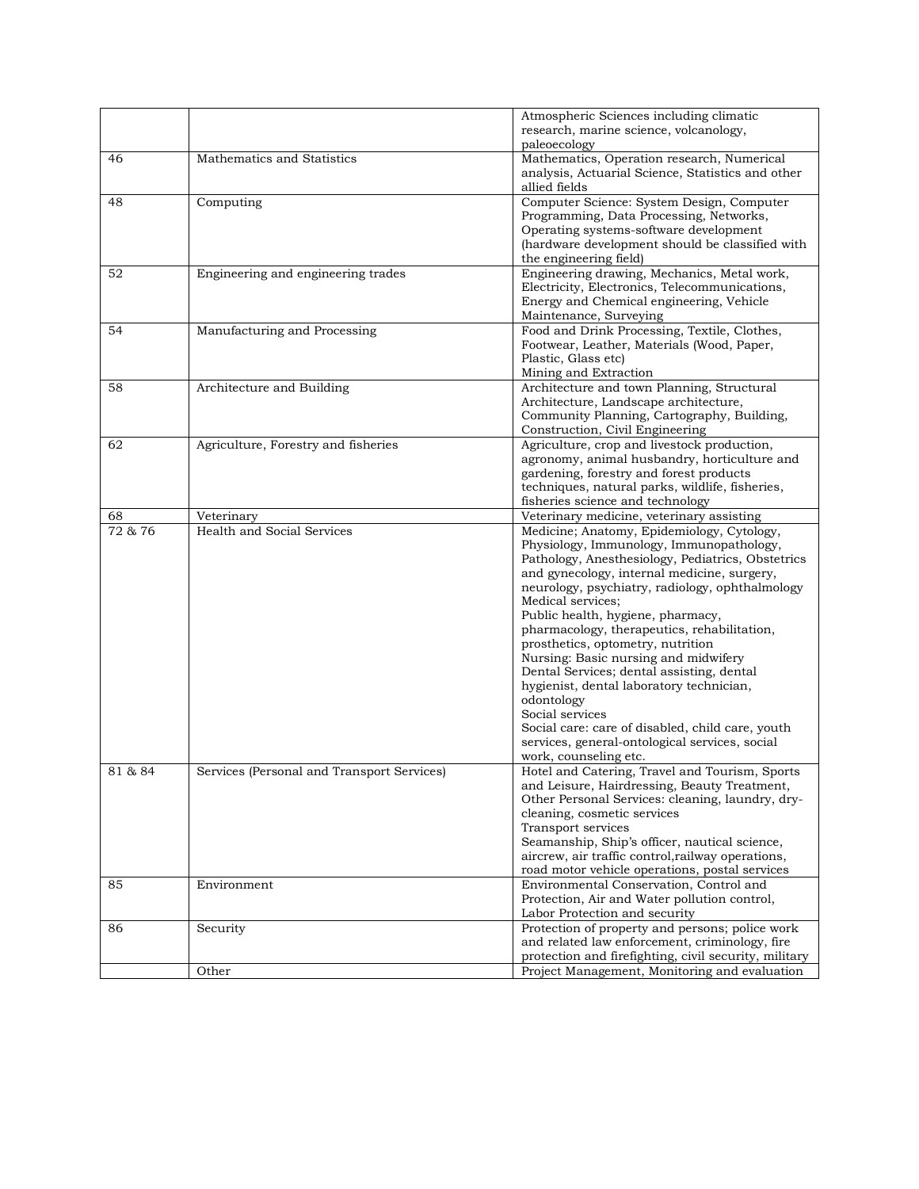| | | |
|---|---|---|
| | | Atmospheric Sciences including climatic research, marine science, volcanology, paleoecology |
| 46 | Mathematics and Statistics | Mathematics, Operation research, Numerical analysis, Actuarial Science, Statistics and other allied fields |
| 48 | Computing | Computer Science: System Design, Computer Programming, Data Processing, Networks, Operating systems-software development (hardware development should be classified with the engineering field) |
| 52 | Engineering and engineering trades | Engineering drawing, Mechanics, Metal work, Electricity, Electronics, Telecommunications, Energy and Chemical engineering, Vehicle Maintenance, Surveying |
| 54 | Manufacturing and Processing | Food and Drink Processing, Textile, Clothes, Footwear, Leather, Materials (Wood, Paper, Plastic, Glass etc)<br>Mining and Extraction |
| 58 | Architecture and Building | Architecture and town Planning, Structural Architecture, Landscape architecture, Community Planning, Cartography, Building, Construction, Civil Engineering |
| 62 | Agriculture, Forestry and fisheries | Agriculture, crop and livestock production, agronomy, animal husbandry, horticulture and gardening, forestry and forest products techniques, natural parks, wildlife, fisheries, fisheries science and technology |
| 68 | Veterinary | Veterinary medicine, veterinary assisting |
| 72 & 76 | Health and Social Services | Medicine; Anatomy, Epidemiology, Cytology, Physiology, Immunology, Immunopathology, Pathology, Anesthesiology, Pediatrics, Obstetrics and gynecology, internal medicine, surgery, neurology, psychiatry, radiology, ophthalmology Medical services;<br>Public health, hygiene, pharmacy, pharmacology, therapeutics, rehabilitation, prosthetics, optometry, nutrition<br>Nursing: Basic nursing and midwifery<br>Dental Services; dental assisting, dental hygienist, dental laboratory technician, odontology<br>Social services<br>Social care: care of disabled, child care, youth services, general-ontological services, social work, counseling etc. |
| 81 & 84 | Services (Personal and Transport Services) | Hotel and Catering, Travel and Tourism, Sports and Leisure, Hairdressing, Beauty Treatment, Other Personal Services: cleaning, laundry, dry-cleaning, cosmetic services<br>Transport services<br>Seamanship, Ship's officer, nautical science, aircrew, air traffic control,railway operations, road motor vehicle operations, postal services |
| 85 | Environment | Environmental Conservation, Control and Protection, Air and Water pollution control, Labor Protection and security |
| 86 | Security | Protection of property and persons; police work and related law enforcement, criminology, fire protection and firefighting, civil security, military |
| | Other | Project Management, Monitoring and evaluation |